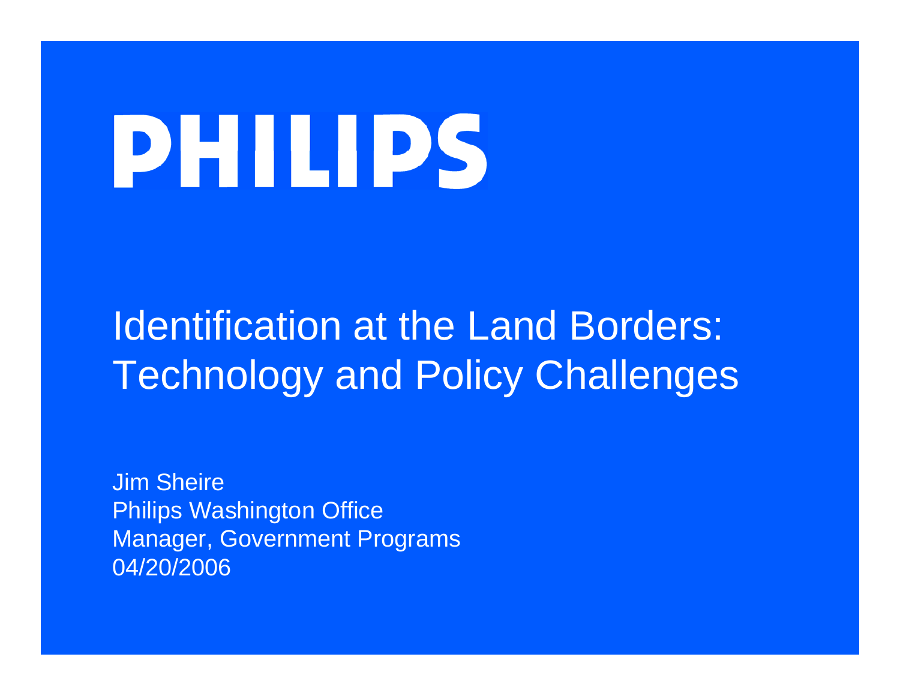PHILIPS

# Identification at the Land Borders: Technology and Policy Challenges

Jim Sheire
Philips Washington Office
Manager, Government Programs
04/20/2006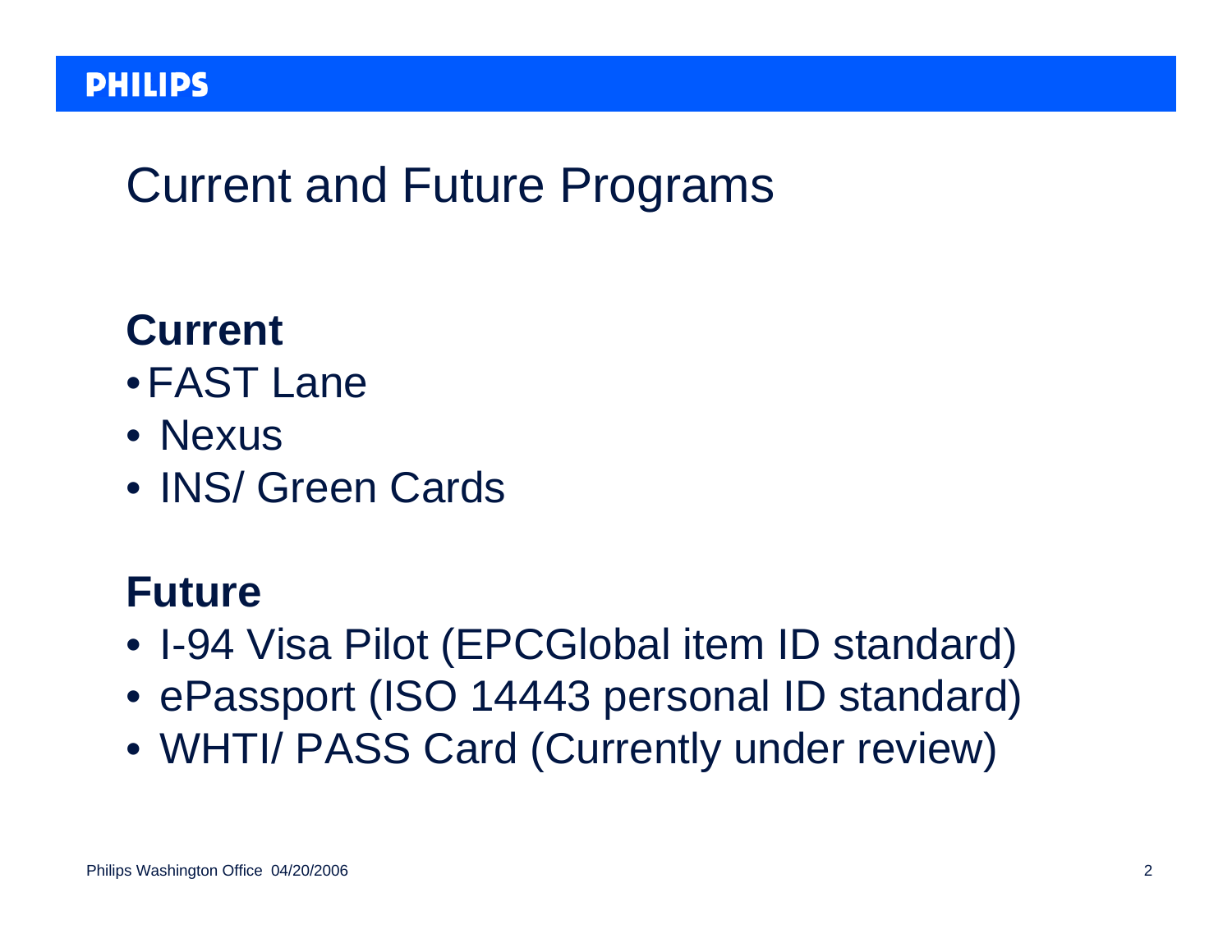# Current and Future Programs

## Current

- FAST Lane
- Nexus
- INS/ Green Cards

## Future

- I-94 Visa Pilot (EPCGlobal item ID standard)
- ePassport (ISO 14443 personal ID standard)
- WHTI/ PASS Card (Currently under review)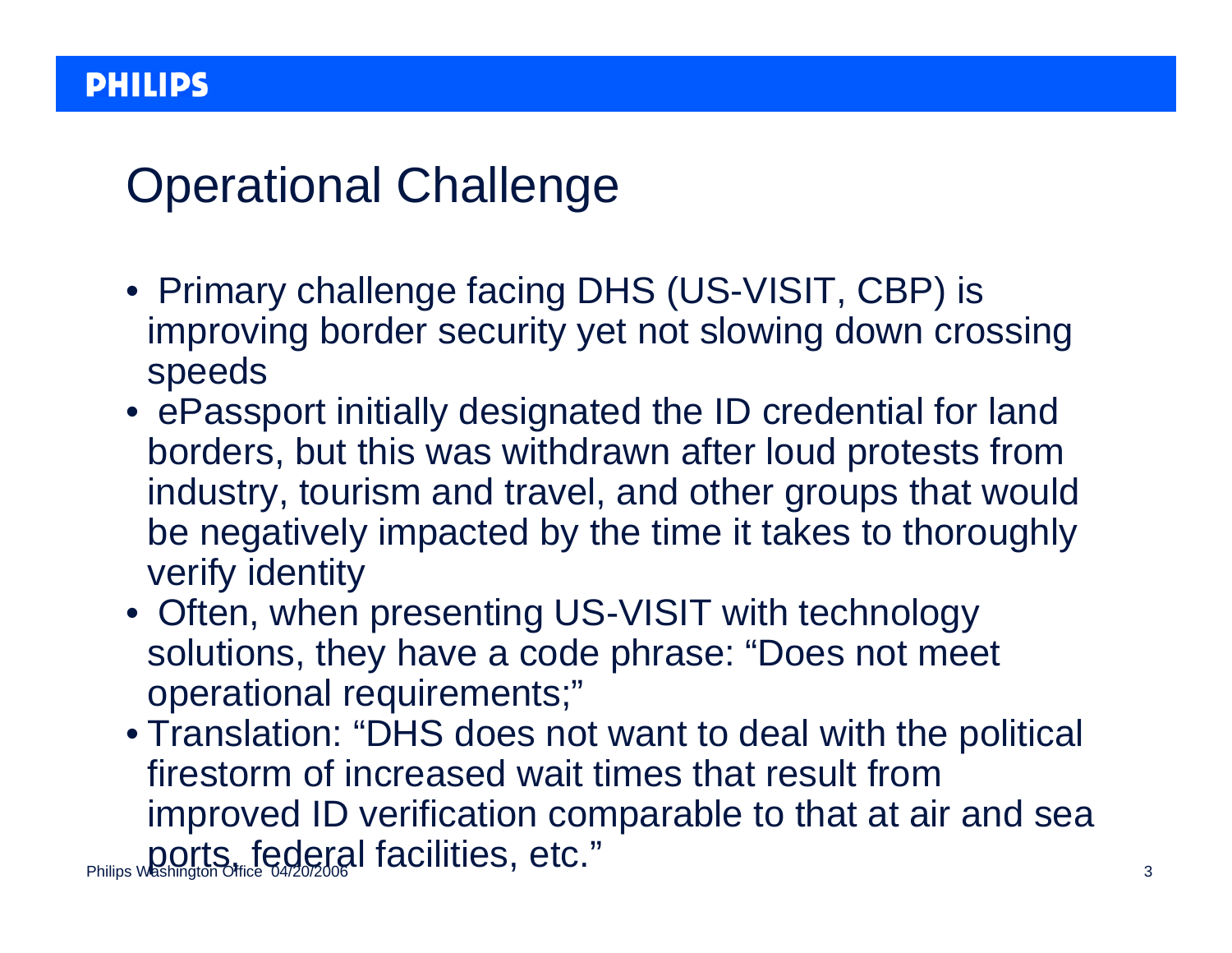# Operational Challenge

- Primary challenge facing DHS (US-VISIT, CBP) is improving border security yet not slowing down crossing speeds
- ePassport initially designated the ID credential for land borders, but this was withdrawn after loud protests from industry, tourism and travel, and other groups that would be negatively impacted by the time it takes to thoroughly verify identity
- Often, when presenting US-VISIT with technology solutions, they have a code phrase: “Does not meet operational requirements;”
- Translation: “DHS does not want to deal with the political firestorm of increased wait times that result from improved ID verification comparable to that at air and sea ports, federal facilities, etc.”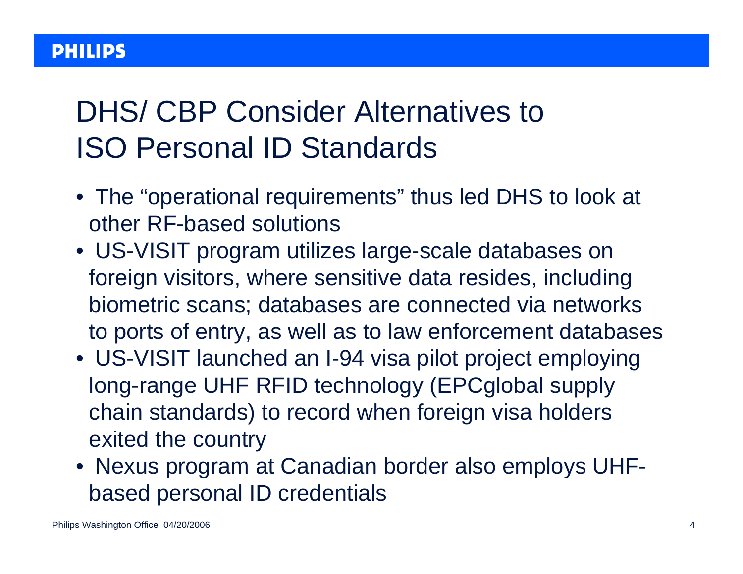# DHS/ CBP Consider Alternatives to ISO Personal ID Standards

- The "operational requirements" thus led DHS to look at other RF-based solutions
- US-VISIT program utilizes large-scale databases on foreign visitors, where sensitive data resides, including biometric scans; databases are connected via networks to ports of entry, as well as to law enforcement databases
- US-VISIT launched an I-94 visa pilot project employing long-range UHF RFID technology (EPCglobal supply chain standards) to record when foreign visa holders exited the country
- Nexus program at Canadian border also employs UHF-based personal ID credentials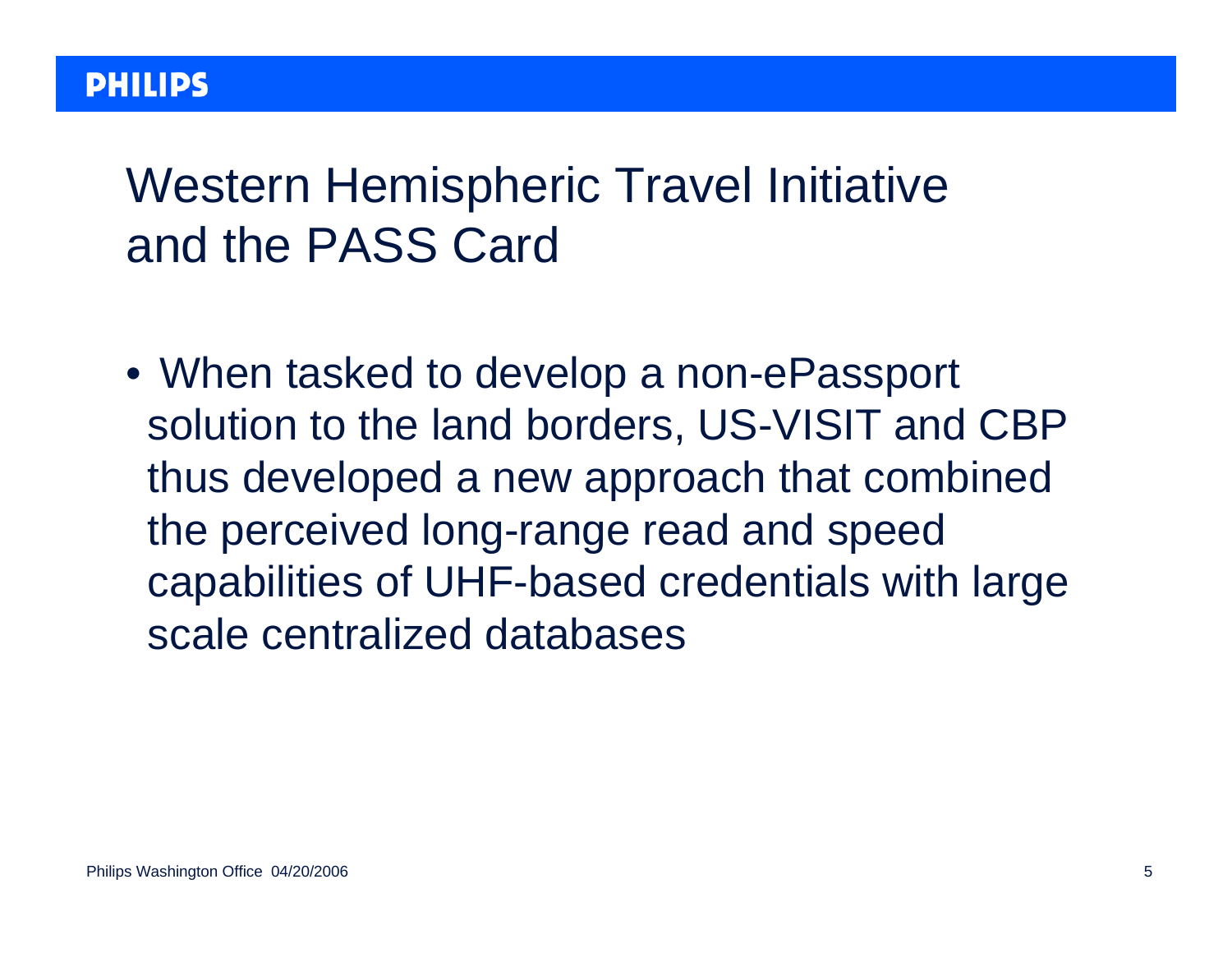# Western Hemispheric Travel Initiative and the PASS Card

- When tasked to develop a non-ePassport solution to the land borders, US-VISIT and CBP thus developed a new approach that combined the perceived long-range read and speed capabilities of UHF-based credentials with large scale centralized databases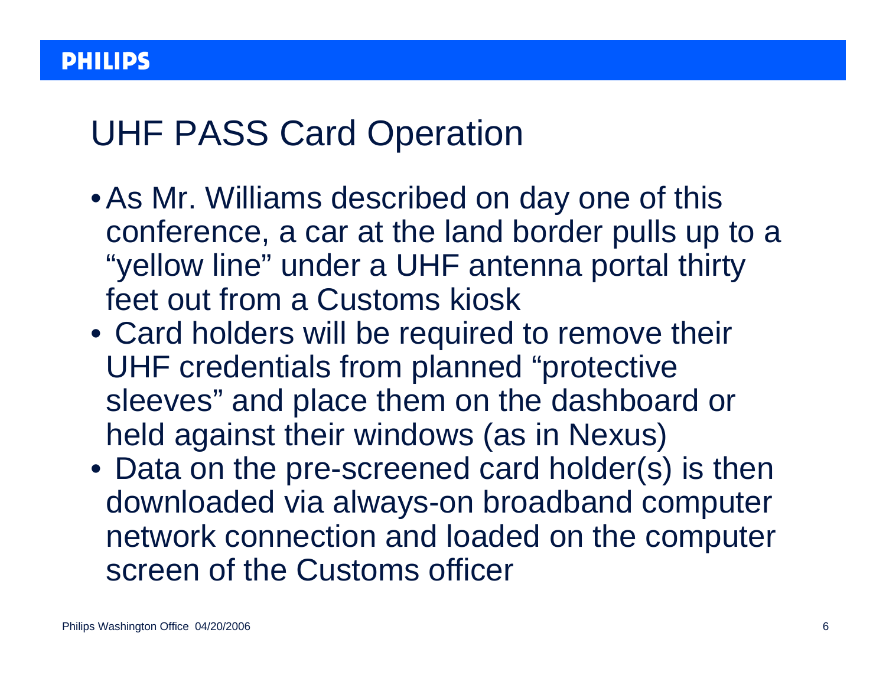# UHF PASS Card Operation

- As Mr. Williams described on day one of this conference, a car at the land border pulls up to a "yellow line" under a UHF antenna portal thirty feet out from a Customs kiosk
- Card holders will be required to remove their UHF credentials from planned "protective sleeves" and place them on the dashboard or held against their windows (as in Nexus)
- Data on the pre-screened card holder(s) is then downloaded via always-on broadband computer network connection and loaded on the computer screen of the Customs officer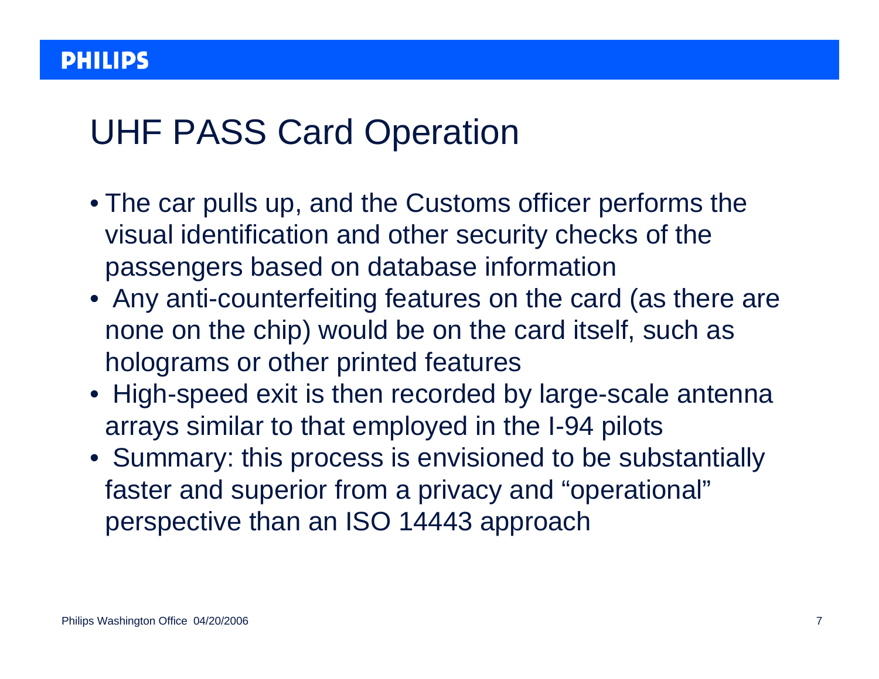# UHF PASS Card Operation

- The car pulls up, and the Customs officer performs the visual identification and other security checks of the passengers based on database information
- Any anti-counterfeiting features on the card (as there are none on the chip) would be on the card itself, such as holograms or other printed features
- High-speed exit is then recorded by large-scale antenna arrays similar to that employed in the I-94 pilots
- Summary: this process is envisioned to be substantially faster and superior from a privacy and "operational" perspective than an ISO 14443 approach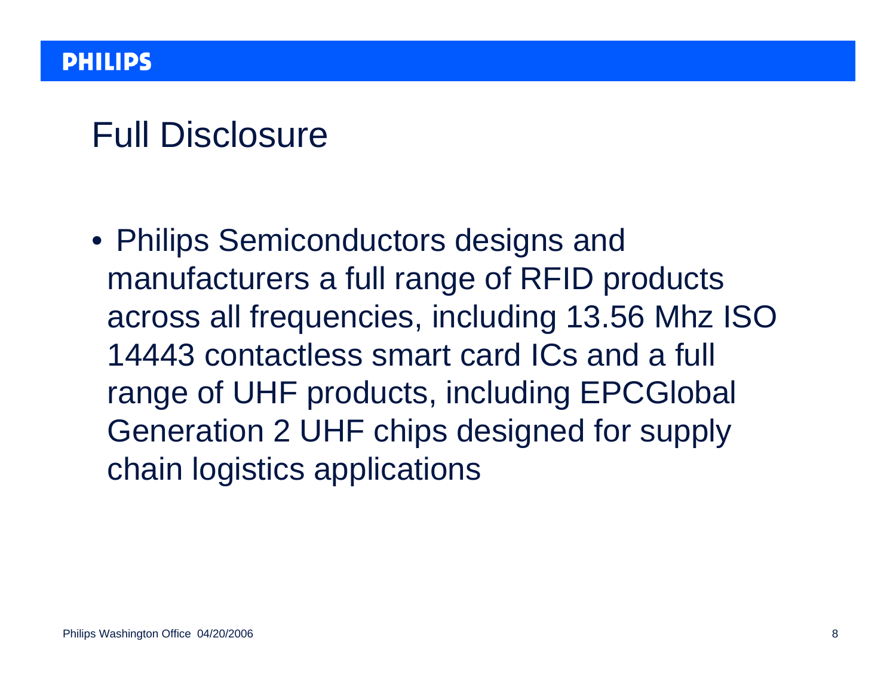# Full Disclosure

- Philips Semiconductors designs and manufacturers a full range of RFID products across all frequencies, including 13.56 Mhz ISO 14443 contactless smart card ICs and a full range of UHF products, including EPCGlobal Generation 2 UHF chips designed for supply chain logistics applications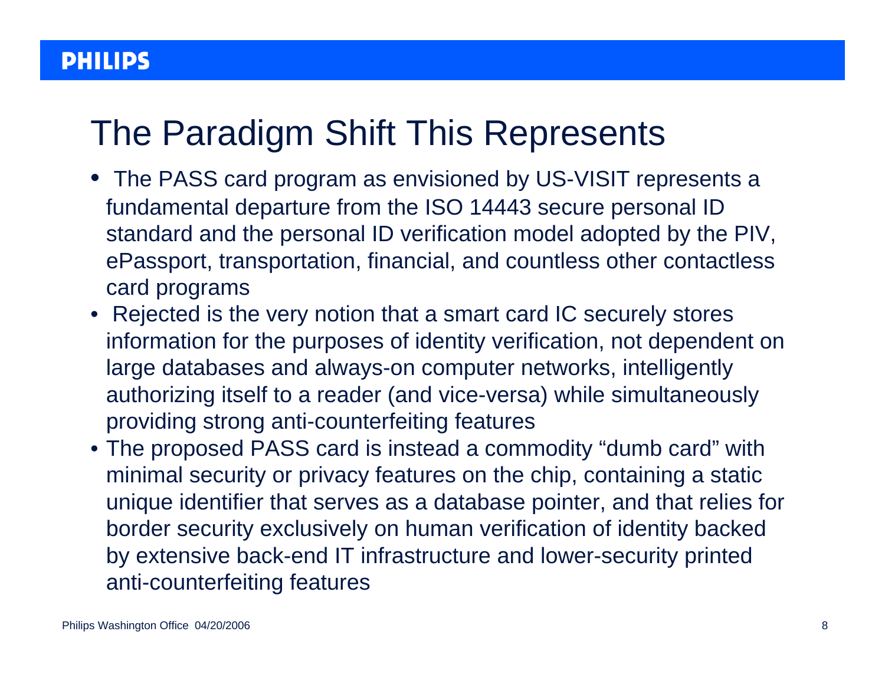# The Paradigm Shift This Represents

- The PASS card program as envisioned by US-VISIT represents a fundamental departure from the ISO 14443 secure personal ID standard and the personal ID verification model adopted by the PIV, ePassport, transportation, financial, and countless other contactless card programs
- Rejected is the very notion that a smart card IC securely stores information for the purposes of identity verification, not dependent on large databases and always-on computer networks, intelligently authorizing itself to a reader (and vice-versa) while simultaneously providing strong anti-counterfeiting features
- The proposed PASS card is instead a commodity “dumb card” with minimal security or privacy features on the chip, containing a static unique identifier that serves as a database pointer, and that relies for border security exclusively on human verification of identity backed by extensive back-end IT infrastructure and lower-security printed anti-counterfeiting features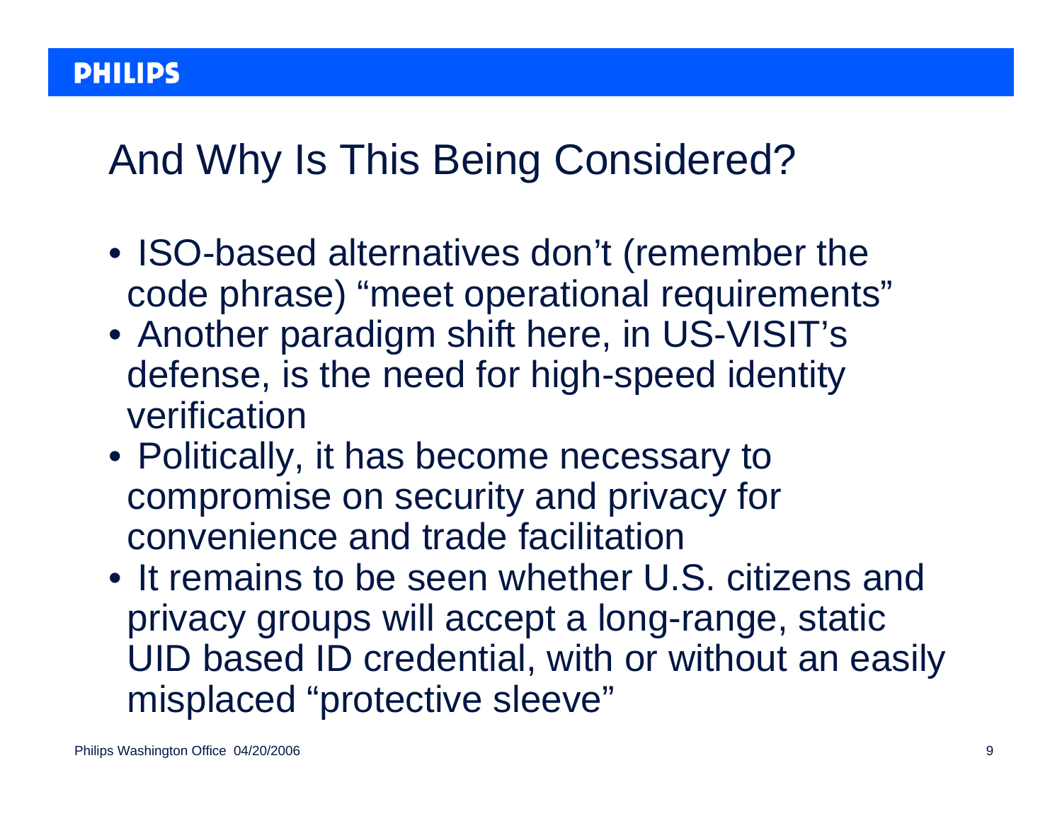# And Why Is This Being Considered?

- ISO-based alternatives don't (remember the code phrase) "meet operational requirements"
- Another paradigm shift here, in US-VISIT's defense, is the need for high-speed identity verification
- Politically, it has become necessary to compromise on security and privacy for convenience and trade facilitation
- It remains to be seen whether U.S. citizens and privacy groups will accept a long-range, static UID based ID credential, with or without an easily misplaced "protective sleeve"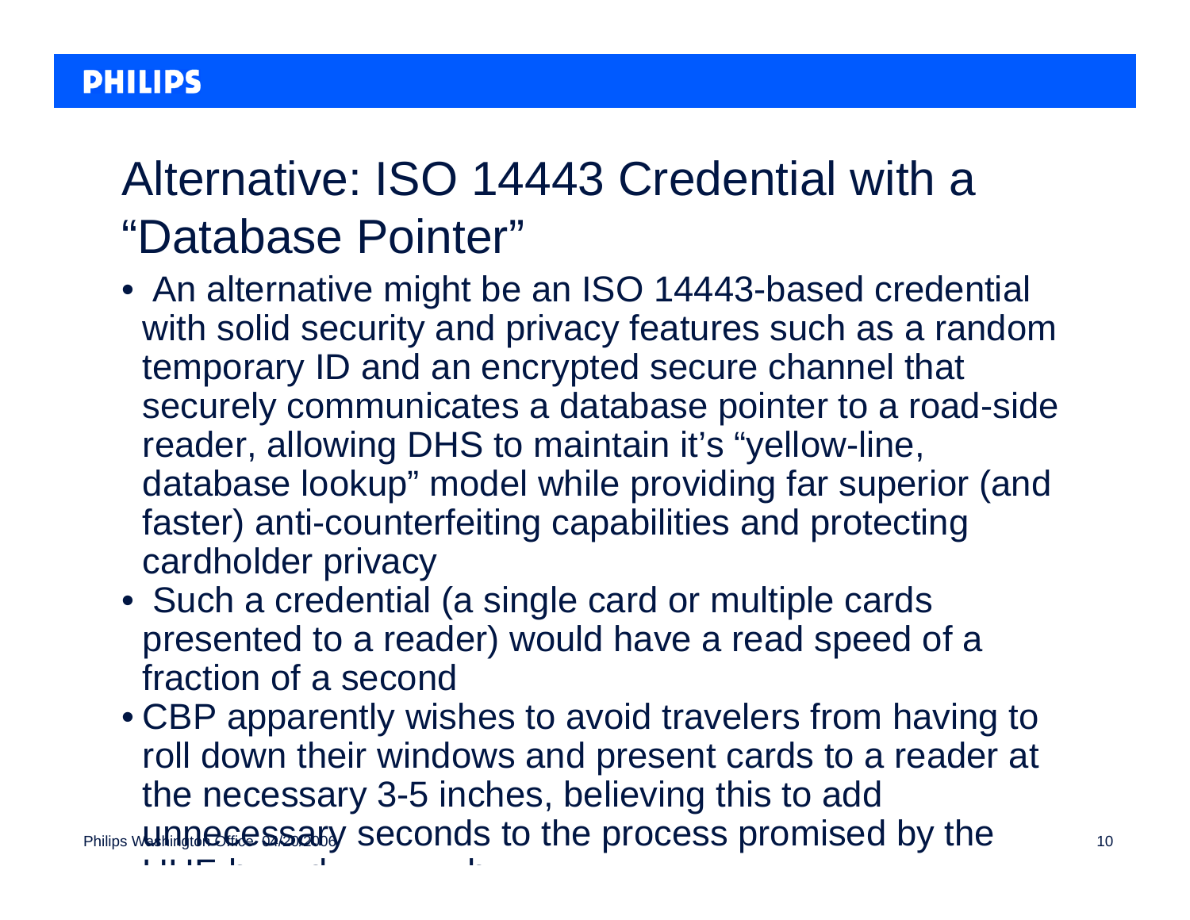# Alternative: ISO 14443 Credential with a "Database Pointer"

- An alternative might be an ISO 14443-based credential with solid security and privacy features such as a random temporary ID and an encrypted secure channel that securely communicates a database pointer to a road-side reader, allowing DHS to maintain it's "yellow-line, database lookup" model while providing far superior (and faster) anti-counterfeiting capabilities and protecting cardholder privacy
- Such a credential (a single card or multiple cards presented to a reader) would have a read speed of a fraction of a second
- CBP apparently wishes to avoid travelers from having to roll down their windows and present cards to a reader at the necessary 3-5 inches, believing this to add unnecessary seconds to the process promised by the UHF-based approach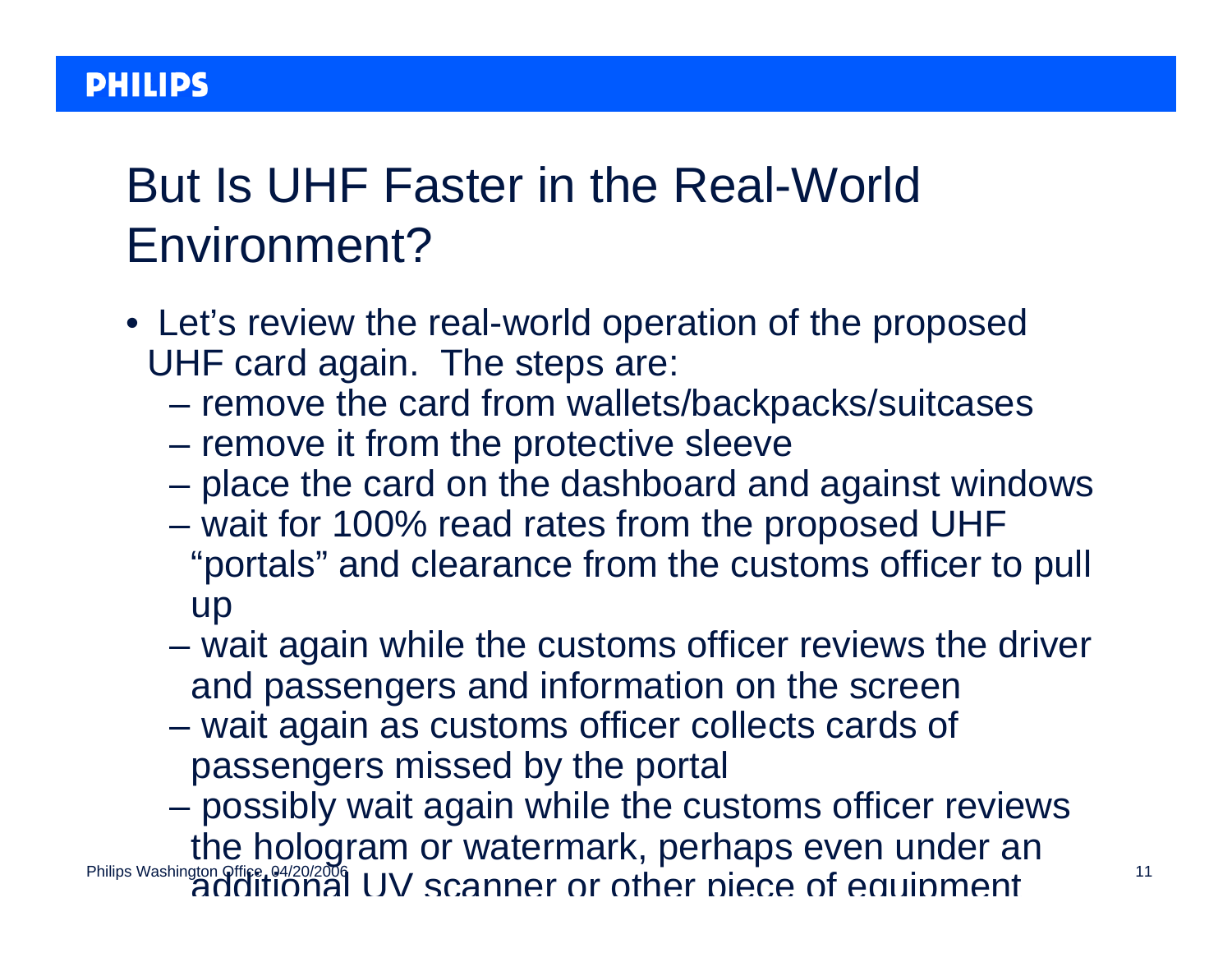# But Is UHF Faster in the Real-World Environment?

- Let's review the real-world operation of the proposed UHF card again. The steps are:
  - remove the card from wallets/backpacks/suitcases
  - remove it from the protective sleeve
  - place the card on the dashboard and against windows
  - wait for 100% read rates from the proposed UHF "portals" and clearance from the customs officer to pull up
  - wait again while the customs officer reviews the driver and passengers and information on the screen
  - wait again as customs officer collects cards of passengers missed by the portal
  - possibly wait again while the customs officer reviews the hologram or watermark, perhaps even under an additional UV scanner or other piece of equipment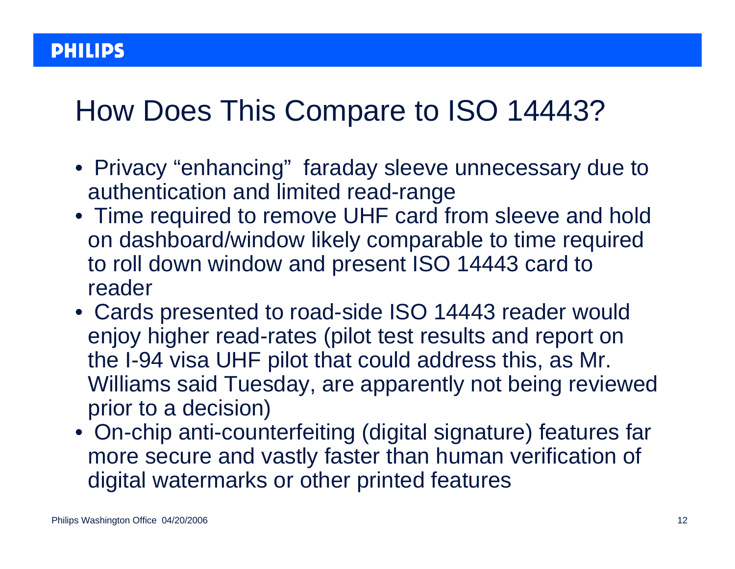# How Does This Compare to ISO 14443?

- Privacy "enhancing" faraday sleeve unnecessary due to authentication and limited read-range
- Time required to remove UHF card from sleeve and hold on dashboard/window likely comparable to time required to roll down window and present ISO 14443 card to reader
- Cards presented to road-side ISO 14443 reader would enjoy higher read-rates (pilot test results and report on the I-94 visa UHF pilot that could address this, as Mr. Williams said Tuesday, are apparently not being reviewed prior to a decision)
- On-chip anti-counterfeiting (digital signature) features far more secure and vastly faster than human verification of digital watermarks or other printed features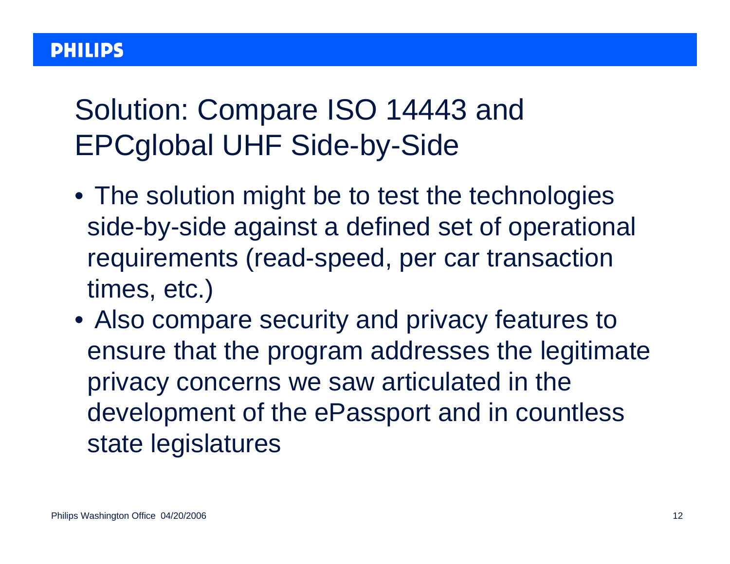# Solution: Compare ISO 14443 and EPCglobal UHF Side-by-Side

- The solution might be to test the technologies side-by-side against a defined set of operational requirements (read-speed, per car transaction times, etc.)
- Also compare security and privacy features to ensure that the program addresses the legitimate privacy concerns we saw articulated in the development of the ePassport and in countless state legislatures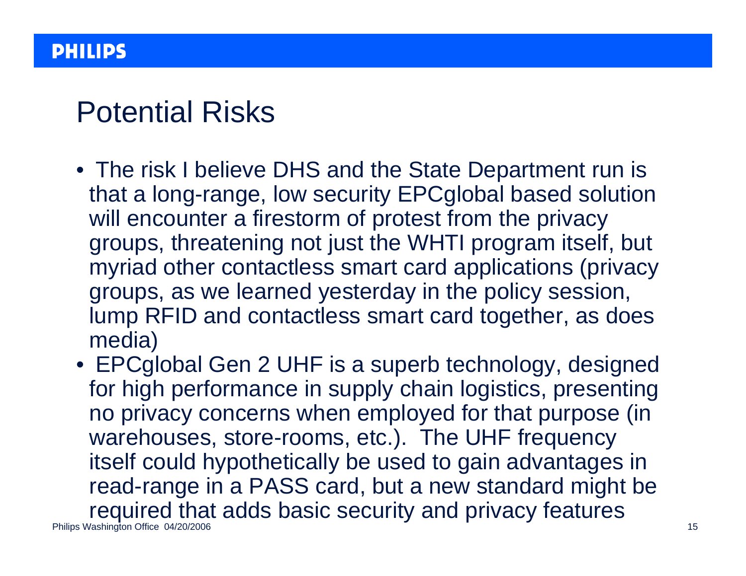# Potential Risks

- The risk I believe DHS and the State Department run is that a long-range, low security EPCglobal based solution will encounter a firestorm of protest from the privacy groups, threatening not just the WHTI program itself, but myriad other contactless smart card applications (privacy groups, as we learned yesterday in the policy session, lump RFID and contactless smart card together, as does media)
- EPCglobal Gen 2 UHF is a superb technology, designed for high performance in supply chain logistics, presenting no privacy concerns when employed for that purpose (in warehouses, store-rooms, etc.). The UHF frequency itself could hypothetically be used to gain advantages in read-range in a PASS card, but a new standard might be required that adds basic security and privacy features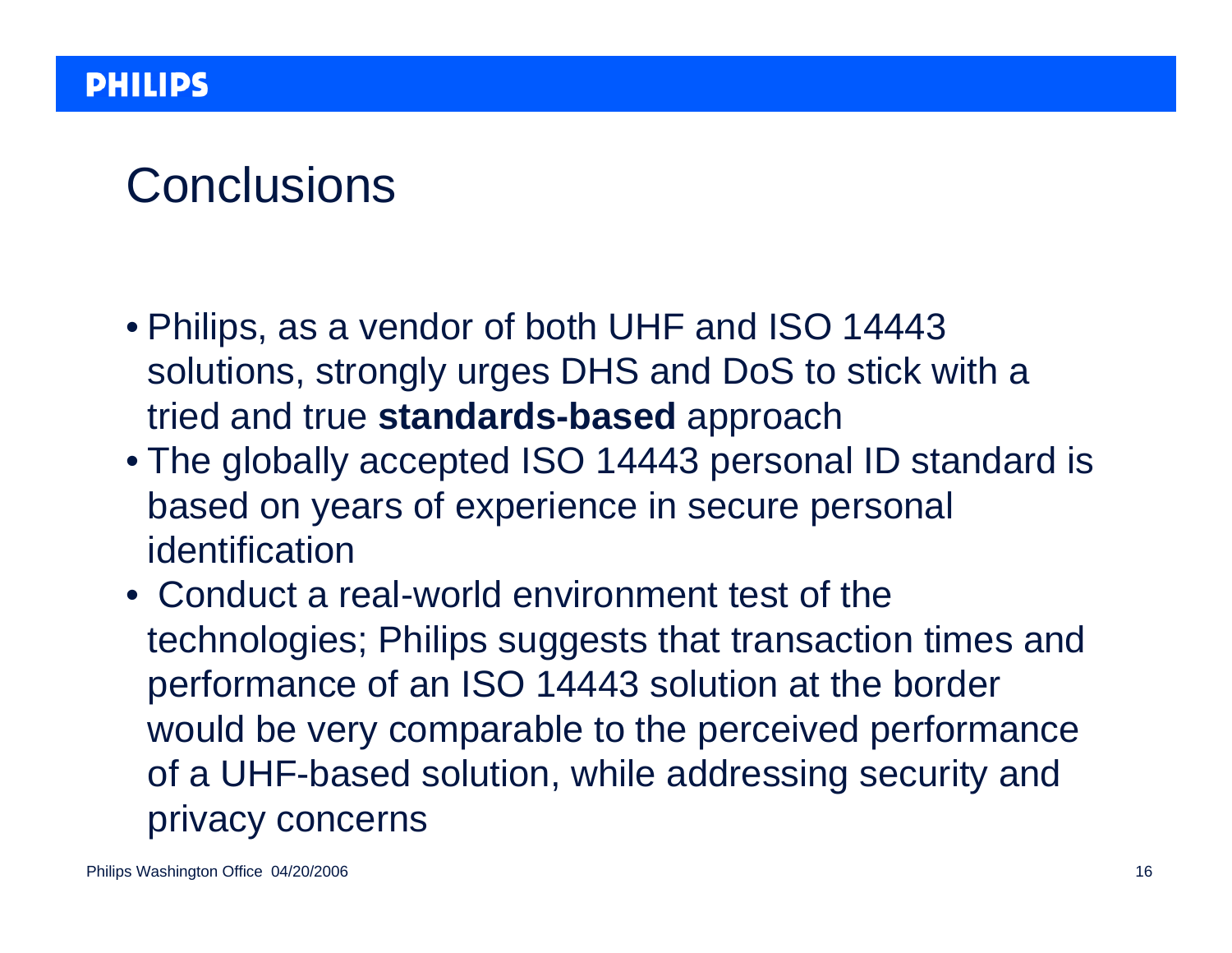# Conclusions

- Philips, as a vendor of both UHF and ISO 14443 solutions, strongly urges DHS and DoS to stick with a tried and true **standards-based** approach
- The globally accepted ISO 14443 personal ID standard is based on years of experience in secure personal identification
- Conduct a real-world environment test of the technologies; Philips suggests that transaction times and performance of an ISO 14443 solution at the border would be very comparable to the perceived performance of a UHF-based solution, while addressing security and privacy concerns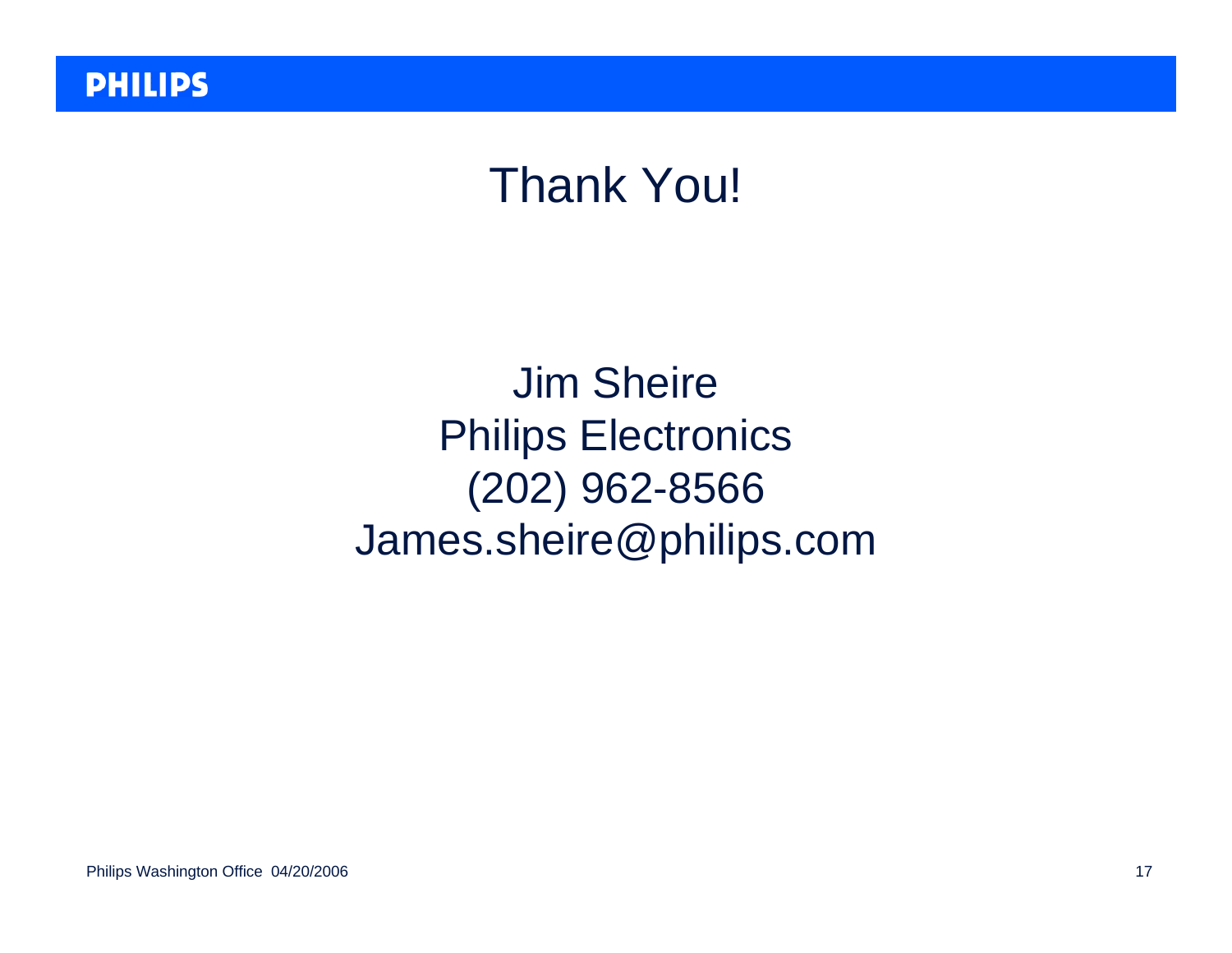# Thank You!

Jim Sheire
Philips Electronics
(202) 962-8566
James.sheire@philips.com